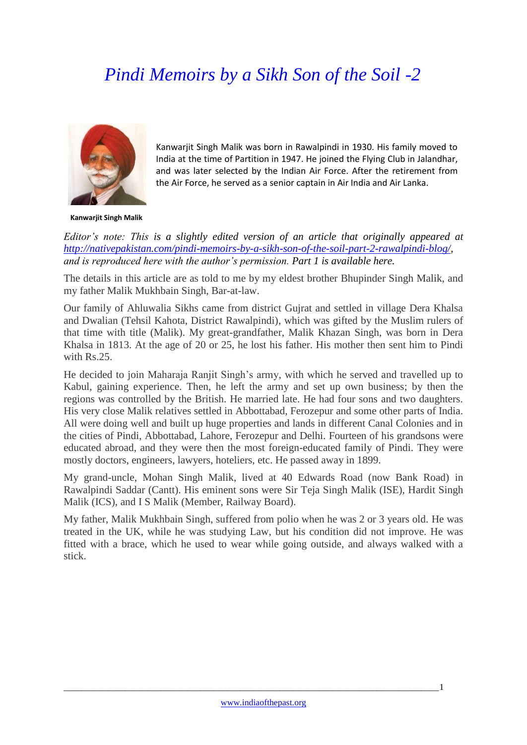# *Pindi Memoirs by a Sikh Son of the Soil -2*

Kanwarjit Singh Malik was born in Rawalpindi in 1930. His family moved to India at the time of Partition in 1947. He joined the Flying Club in Jalandhar, and was later selected by the Indian Air Force. After the retirement from the Air Force, he served as a senior captain in Air India and Air Lanka.

**Kanwarjit Singh Malik**

*Editor's note: This is a slightly edited version of an article that originally appeared at http://nativepakistan.com/pindi-memoirs-by-a-sikh-son-of-the-soil-part-2-rawalpindi-blog/, and is reproduced here with the author's permission. Part 1 is available here.*

The details in this article are as told to me by my eldest brother Bhupinder Singh Malik, and my father Malik Mukhbain Singh, Bar-at-law.

Our family of Ahluwalia Sikhs came from district Gujrat and settled in village Dera Khalsa and Dwalian (Tehsil Kahota, District Rawalpindi), which was gifted by the Muslim rulers of that time with title (Malik). My great-grandfather, Malik Khazan Singh, was born in Dera Khalsa in 1813. At the age of 20 or 25, he lost his father. His mother then sent him to Pindi with Rs.25.

He decided to join Maharaja Ranjit Singh's army, with which he served and travelled up to Kabul, gaining experience. Then, he left the army and set up own business; by then the regions was controlled by the British. He married late. He had four sons and two daughters. His very close Malik relatives settled in Abbottabad, Ferozepur and some other parts of India. All were doing well and built up huge properties and lands in different Canal Colonies and in the cities of Pindi, Abbottabad, Lahore, Ferozepur and Delhi. Fourteen of his grandsons were educated abroad, and they were then the most foreign-educated family of Pindi. They were mostly doctors, engineers, lawyers, hoteliers, etc. He passed away in 1899.

My grand-uncle, Mohan Singh Malik, lived at 40 Edwards Road (now Bank Road) in Rawalpindi Saddar (Cantt). His eminent sons were Sir Teja Singh Malik (ISE), Hardit Singh Malik (ICS), and I S Malik (Member, Railway Board).

My father, Malik Mukhbain Singh, suffered from polio when he was 2 or 3 years old. He was treated in the UK, while he was studying Law, but his condition did not improve. He was fitted with a brace, which he used to wear while going outside, and always walked with a stick.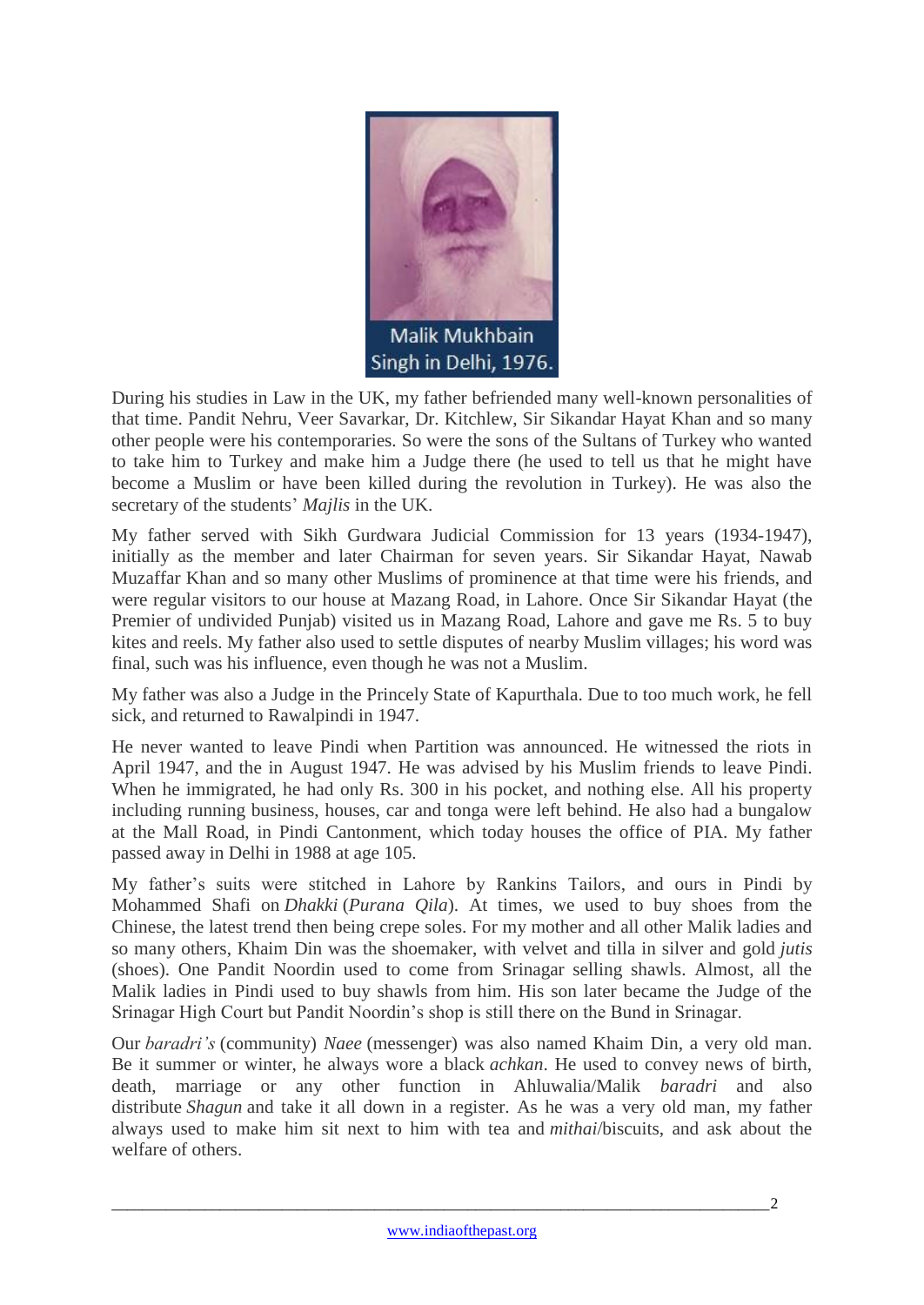Malik Mukhbain Singh in Delhi, 1976.

During his studies in Law in the UK, my father befriended many well-known personalities of that time. Pandit Nehru, Veer Savarkar, Dr. Kitchlew, Sir Sikandar Hayat Khan and so many other people were his contemporaries. So were the sons of the Sultans of Turkey who wanted to take him to Turkey and make him a Judge there (he used to tell us that he might have become a Muslim or have been killed during the revolution in Turkey). He was also the secretary of the students' *Majlis* in the UK.

My father served with Sikh Gurdwara Judicial Commission for 13 years (1934-1947), initially as the member and later Chairman for seven years. Sir Sikandar Hayat, Nawab Muzaffar Khan and so many other Muslims of prominence at that time were his friends, and were regular visitors to our house at Mazang Road, in Lahore. Once Sir Sikandar Hayat (the Premier of undivided Punjab) visited us in Mazang Road, Lahore and gave me Rs. 5 to buy kites and reels. My father also used to settle disputes of nearby Muslim villages; his word was final, such was his influence, even though he was not a Muslim.

My father was also a Judge in the Princely State of Kapurthala. Due to too much work, he fell sick, and returned to Rawalpindi in 1947.

He never wanted to leave Pindi when Partition was announced. He witnessed the riots in April 1947, and the in August 1947. He was advised by his Muslim friends to leave Pindi. When he immigrated, he had only Rs. 300 in his pocket, and nothing else. All his property including running business, houses, car and tonga were left behind. He also had a bungalow at the Mall Road, in Pindi Cantonment, which today houses the office of PIA. My father passed away in Delhi in 1988 at age 105.

My father's suits were stitched in Lahore by Rankins Tailors, and ours in Pindi by Mohammed Shafi on *Dhakki* (*Purana Qila*). At times, we used to buy shoes from the Chinese, the latest trend then being crepe soles. For my mother and all other Malik ladies and so many others, Khaim Din was the shoemaker, with velvet and tilla in silver and gold *jutis* (shoes). One Pandit Noordin used to come from Srinagar selling shawls. Almost, all the Malik ladies in Pindi used to buy shawls from him. His son later became the Judge of the Srinagar High Court but Pandit Noordin's shop is still there on the Bund in Srinagar.

Our *baradri's* (community) *Naee* (messenger) was also named Khaim Din, a very old man. Be it summer or winter, he always wore a black *achkan*. He used to convey news of birth, death, marriage or any other function in Ahluwalia/Malik *baradri* and also distribute *Shagun* and take it all down in a register. As he was a very old man, my father always used to make him sit next to him with tea and *mithai*/biscuits, and ask about the welfare of others.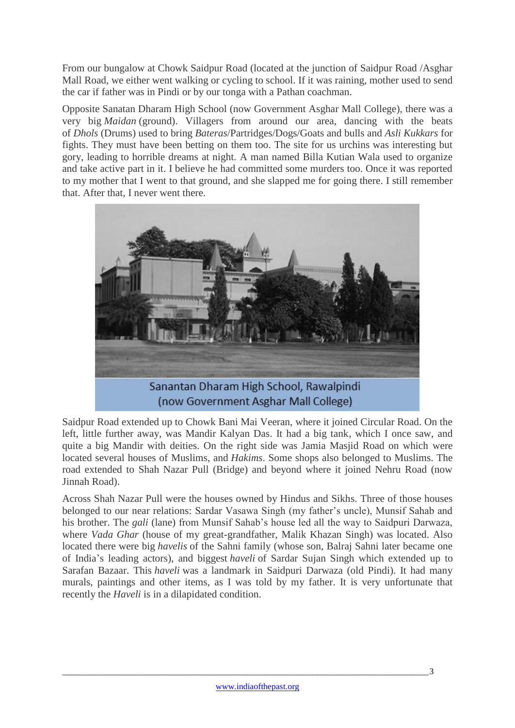From our bungalow at Chowk Saidpur Road (located at the junction of Saidpur Road /Asghar Mall Road, we either went walking or cycling to school. If it was raining, mother used to send the car if father was in Pindi or by our tonga with a Pathan coachman.

Opposite Sanatan Dharam High School (now Government Asghar Mall College), there was a very big *Maidan* (ground). Villagers from around our area, dancing with the beats of *Dhols* (Drums) used to bring *Bateras*/Partridges/Dogs/Goats and bulls and *Asli Kukkars* for fights. They must have been betting on them too. The site for us urchins was interesting but gory, leading to horrible dreams at night. A man named Billa Kutian Wala used to organize and take active part in it. I believe he had committed some murders too. Once it was reported to my mother that I went to that ground, and she slapped me for going there. I still remember that. After that, I never went there.

Sanantan Dharam High School, Rawalpindi
(now Government Asghar Mall College)

Saidpur Road extended up to Chowk Bani Mai Veeran, where it joined Circular Road. On the left, little further away, was Mandir Kalyan Das. It had a big tank, which I once saw, and quite a big Mandir with deities. On the right side was Jamia Masjid Road on which were located several houses of Muslims, and *Hakims*. Some shops also belonged to Muslims. The road extended to Shah Nazar Pull (Bridge) and beyond where it joined Nehru Road (now Jinnah Road).

Across Shah Nazar Pull were the houses owned by Hindus and Sikhs. Three of those houses belonged to our near relations: Sardar Vasawa Singh (my father's uncle), Munsif Sahab and his brother. The *gali* (lane) from Munsif Sahab's house led all the way to Saidpuri Darwaza, where *Vada Ghar* (house of my great-grandfather, Malik Khazan Singh) was located. Also located there were big *havelis* of the Sahni family (whose son, Balraj Sahni later became one of India's leading actors), and biggest *haveli* of Sardar Sujan Singh which extended up to Sarafan Bazaar. This *haveli* was a landmark in Saidpuri Darwaza (old Pindi). It had many murals, paintings and other items, as I was told by my father. It is very unfortunate that recently the *Haveli* is in a dilapidated condition.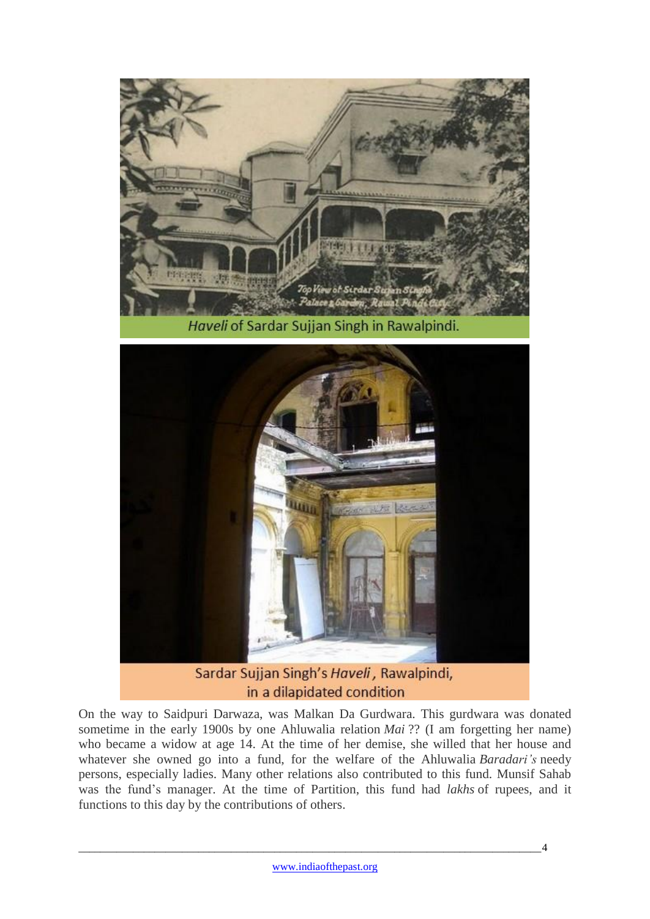*Haveli* of Sardar Sujjan Singh in Rawalpindi.

Sardar Sujjan Singh's *Haveli*, Rawalpindi, in a dilapidated condition

On the way to Saidpuri Darwaza, was Malkan Da Gurdwara. This gurdwara was donated sometime in the early 1900s by one Ahluwalia relation *Mai* ?? (I am forgetting her name) who became a widow at age 14. At the time of her demise, she willed that her house and whatever she owned go into a fund, for the welfare of the Ahluwalia *Baradari's* needy persons, especially ladies. Many other relations also contributed to this fund. Munsif Sahab was the fund's manager. At the time of Partition, this fund had *lakhs* of rupees, and it functions to this day by the contributions of others.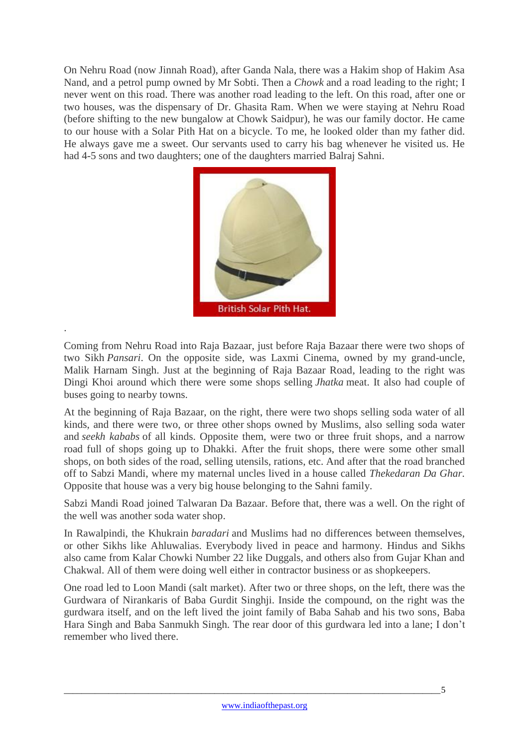On Nehru Road (now Jinnah Road), after Ganda Nala, there was a Hakim shop of Hakim Asa Nand, and a petrol pump owned by Mr Sobti. Then a *Chowk* and a road leading to the right; I never went on this road. There was another road leading to the left. On this road, after one or two houses, was the dispensary of Dr. Ghasita Ram. When we were staying at Nehru Road (before shifting to the new bungalow at Chowk Saidpur), he was our family doctor. He came to our house with a Solar Pith Hat on a bicycle. To me, he looked older than my father did. He always gave me a sweet. Our servants used to carry his bag whenever he visited us. He had 4-5 sons and two daughters; one of the daughters married Balraj Sahni.

British Solar Pith Hat.

Coming from Nehru Road into Raja Bazaar, just before Raja Bazaar there were two shops of two Sikh *Pansari*. On the opposite side, was Laxmi Cinema, owned by my grand-uncle, Malik Harnam Singh. Just at the beginning of Raja Bazaar Road, leading to the right was Dingi Khoi around which there were some shops selling *Jhatka* meat. It also had couple of buses going to nearby towns.

At the beginning of Raja Bazaar, on the right, there were two shops selling soda water of all kinds, and there were two, or three other shops owned by Muslims, also selling soda water and *seekh kababs* of all kinds. Opposite them, were two or three fruit shops, and a narrow road full of shops going up to Dhakki. After the fruit shops, there were some other small shops, on both sides of the road, selling utensils, rations, etc. And after that the road branched off to Sabzi Mandi, where my maternal uncles lived in a house called *Thekedaran Da Ghar.* Opposite that house was a very big house belonging to the Sahni family.

Sabzi Mandi Road joined Talwaran Da Bazaar. Before that, there was a well. On the right of the well was another soda water shop.

In Rawalpindi, the Khukrain *baradari* and Muslims had no differences between themselves, or other Sikhs like Ahluwalias. Everybody lived in peace and harmony. Hindus and Sikhs also came from Kalar Chowki Number 22 like Duggals, and others also from Gujar Khan and Chakwal. All of them were doing well either in contractor business or as shopkeepers.

One road led to Loon Mandi (salt market). After two or three shops, on the left, there was the Gurdwara of Nirankaris of Baba Gurdit Singhji. Inside the compound, on the right was the gurdwara itself, and on the left lived the joint family of Baba Sahab and his two sons, Baba Hara Singh and Baba Sanmukh Singh. The rear door of this gurdwara led into a lane; I don't remember who lived there.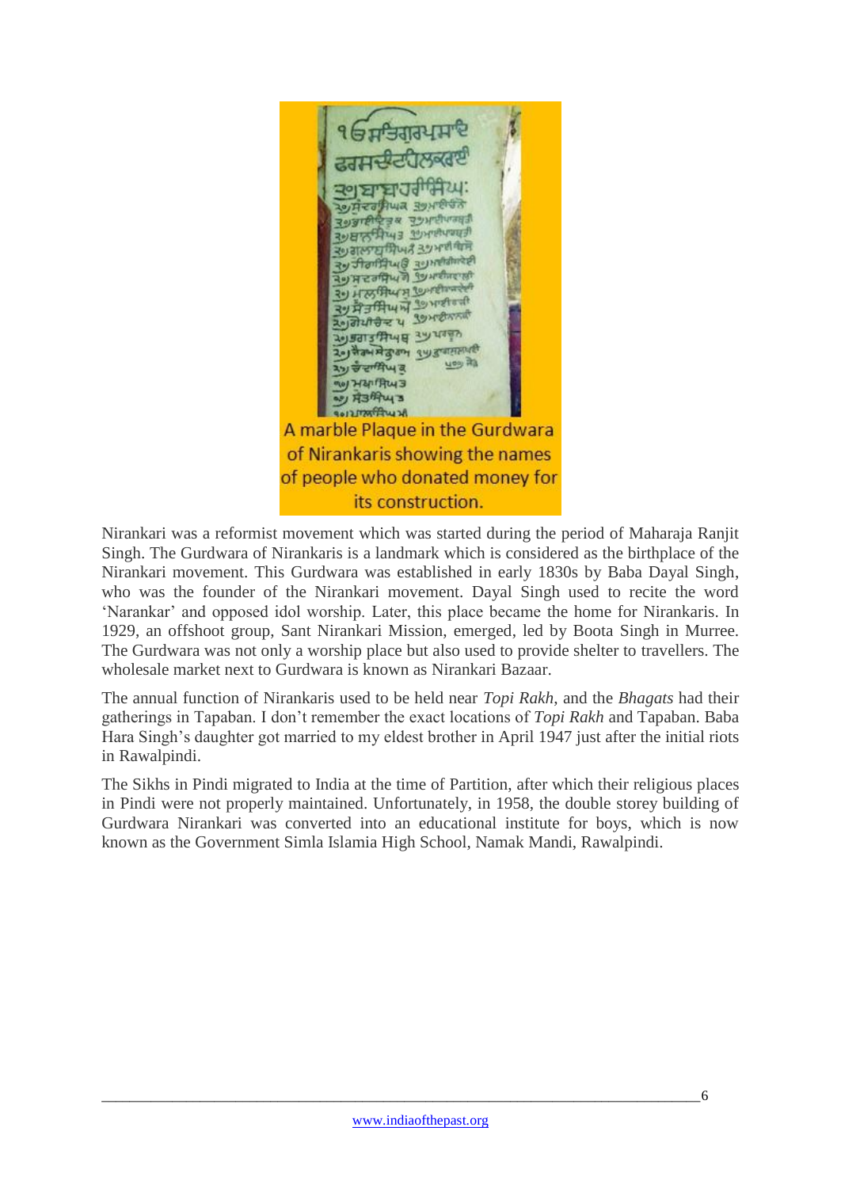A marble Plaque in the Gurdwara of Nirankaris showing the names of people who donated money for its construction.

Nirankari was a reformist movement which was started during the period of Maharaja Ranjit Singh. The Gurdwara of Nirankaris is a landmark which is considered as the birthplace of the Nirankari movement. This Gurdwara was established in early 1830s by Baba Dayal Singh, who was the founder of the Nirankari movement. Dayal Singh used to recite the word 'Narankar' and opposed idol worship. Later, this place became the home for Nirankaris. In 1929, an offshoot group, Sant Nirankari Mission, emerged, led by Boota Singh in Murree. The Gurdwara was not only a worship place but also used to provide shelter to travellers. The wholesale market next to Gurdwara is known as Nirankari Bazaar.

The annual function of Nirankaris used to be held near *Topi Rakh*, and the *Bhagats* had their gatherings in Tapaban. I don't remember the exact locations of *Topi Rakh* and Tapaban. Baba Hara Singh's daughter got married to my eldest brother in April 1947 just after the initial riots in Rawalpindi.

The Sikhs in Pindi migrated to India at the time of Partition, after which their religious places in Pindi were not properly maintained. Unfortunately, in 1958, the double storey building of Gurdwara Nirankari was converted into an educational institute for boys, which is now known as the Government Simla Islamia High School, Namak Mandi, Rawalpindi.

www.indiaofthepast.org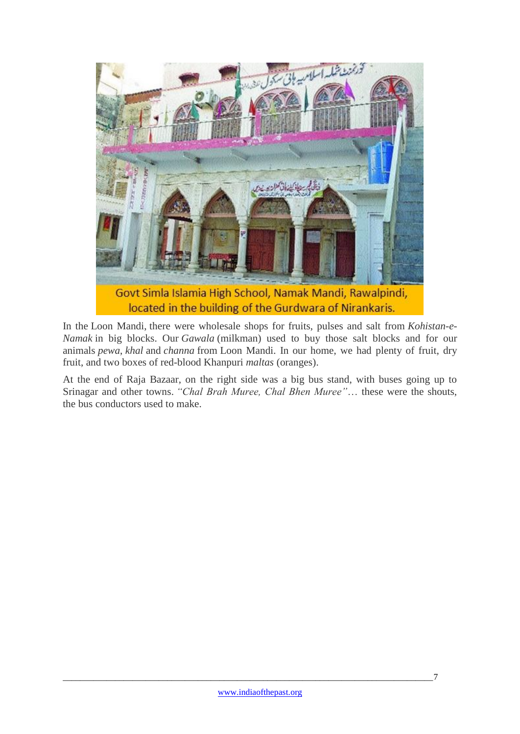Govt Simla Islamia High School, Namak Mandi, Rawalpindi, located in the building of the Gurdwara of Nirankaris.

In the Loon Mandi, there were wholesale shops for fruits, pulses and salt from *Kohistan-e-Namak* in big blocks. Our *Gawala* (milkman) used to buy those salt blocks and for our animals *pewa*, *khal* and *channa* from Loon Mandi. In our home, we had plenty of fruit, dry fruit, and two boxes of red-blood Khanpuri *maltas* (oranges).

At the end of Raja Bazaar, on the right side was a big bus stand, with buses going up to Srinagar and other towns. *"Chal Brah Muree, Chal Bhen Muree"*… these were the shouts, the bus conductors used to make.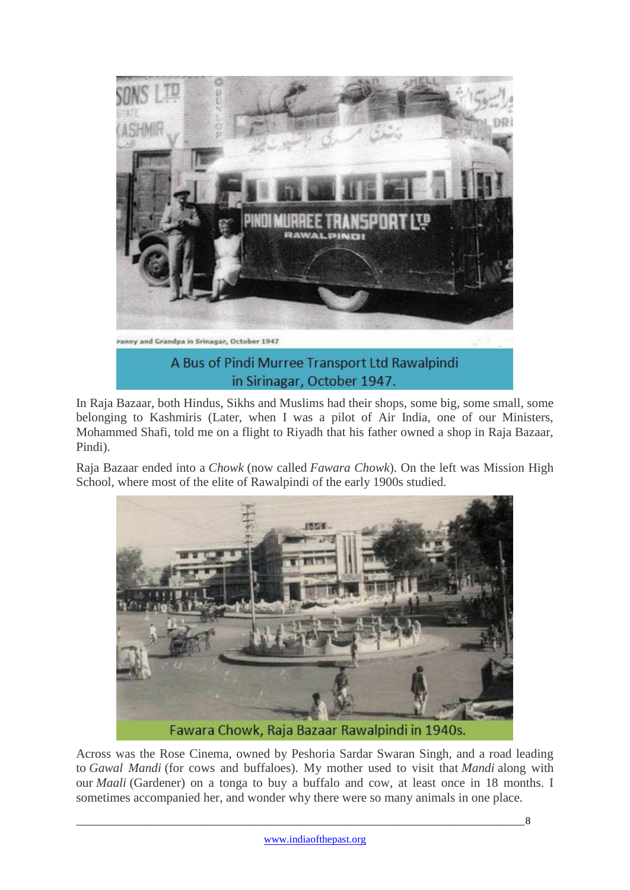A Bus of Pindi Murree Transport Ltd Rawalpindi in Sirinagar, October 1947.

In Raja Bazaar, both Hindus, Sikhs and Muslims had their shops, some big, some small, some belonging to Kashmiris (Later, when I was a pilot of Air India, one of our Ministers, Mohammed Shafi, told me on a flight to Riyadh that his father owned a shop in Raja Bazaar, Pindi).

Raja Bazaar ended into a *Chowk* (now called *Fawara Chowk*). On the left was Mission High School, where most of the elite of Rawalpindi of the early 1900s studied.

Fawara Chowk, Raja Bazaar Rawalpindi in 1940s.

Across was the Rose Cinema, owned by Peshoria Sardar Swaran Singh, and a road leading to *Gawal Mandi* (for cows and buffaloes). My mother used to visit that *Mandi* along with our *Maali* (Gardener) on a tonga to buy a buffalo and cow, at least once in 18 months. I sometimes accompanied her, and wonder why there were so many animals in one place.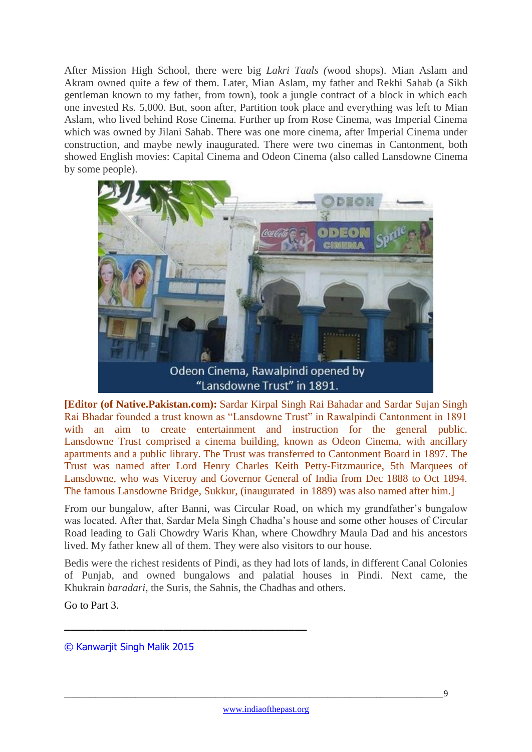After Mission High School, there were big *Lakri Taals (*wood shops). Mian Aslam and Akram owned quite a few of them. Later, Mian Aslam, my father and Rekhi Sahab (a Sikh gentleman known to my father, from town), took a jungle contract of a block in which each one invested Rs. 5,000. But, soon after, Partition took place and everything was left to Mian Aslam, who lived behind Rose Cinema. Further up from Rose Cinema, was Imperial Cinema which was owned by Jilani Sahab. There was one more cinema, after Imperial Cinema under construction, and maybe newly inaugurated. There were two cinemas in Cantonment, both showed English movies: Capital Cinema and Odeon Cinema (also called Lansdowne Cinema by some people).

Odeon Cinema, Rawalpindi opened by "Lansdowne Trust" in 1891.

**[Editor (of Native.Pakistan.com):** Sardar Kirpal Singh Rai Bahadar and Sardar Sujan Singh Rai Bhadar founded a trust known as "Lansdowne Trust" in Rawalpindi Cantonment in 1891 with an aim to create entertainment and instruction for the general public. Lansdowne Trust comprised a cinema building, known as Odeon Cinema, with ancillary apartments and a public library. The Trust was transferred to Cantonment Board in 1897. The Trust was named after Lord Henry Charles Keith Petty-Fitzmaurice, 5th Marquees of Lansdowne, who was Viceroy and Governor General of India from Dec 1888 to Oct 1894. The famous Lansdowne Bridge, Sukkur, (inaugurated in 1889) was also named after him.]

From our bungalow, after Banni, was Circular Road, on which my grandfather's bungalow was located. After that, Sardar Mela Singh Chadha's house and some other houses of Circular Road leading to Gali Chowdry Waris Khan, where Chowdhry Maula Dad and his ancestors lived. My father knew all of them. They were also visitors to our house.

Bedis were the richest residents of Pindi, as they had lots of lands, in different Canal Colonies of Punjab, and owned bungalows and palatial houses in Pindi. Next came, the Khukrain *baradari*, the Suris, the Sahnis, the Chadhas and others.

Go to Part 3.

---

© Kanwarjit Singh Malik 2015